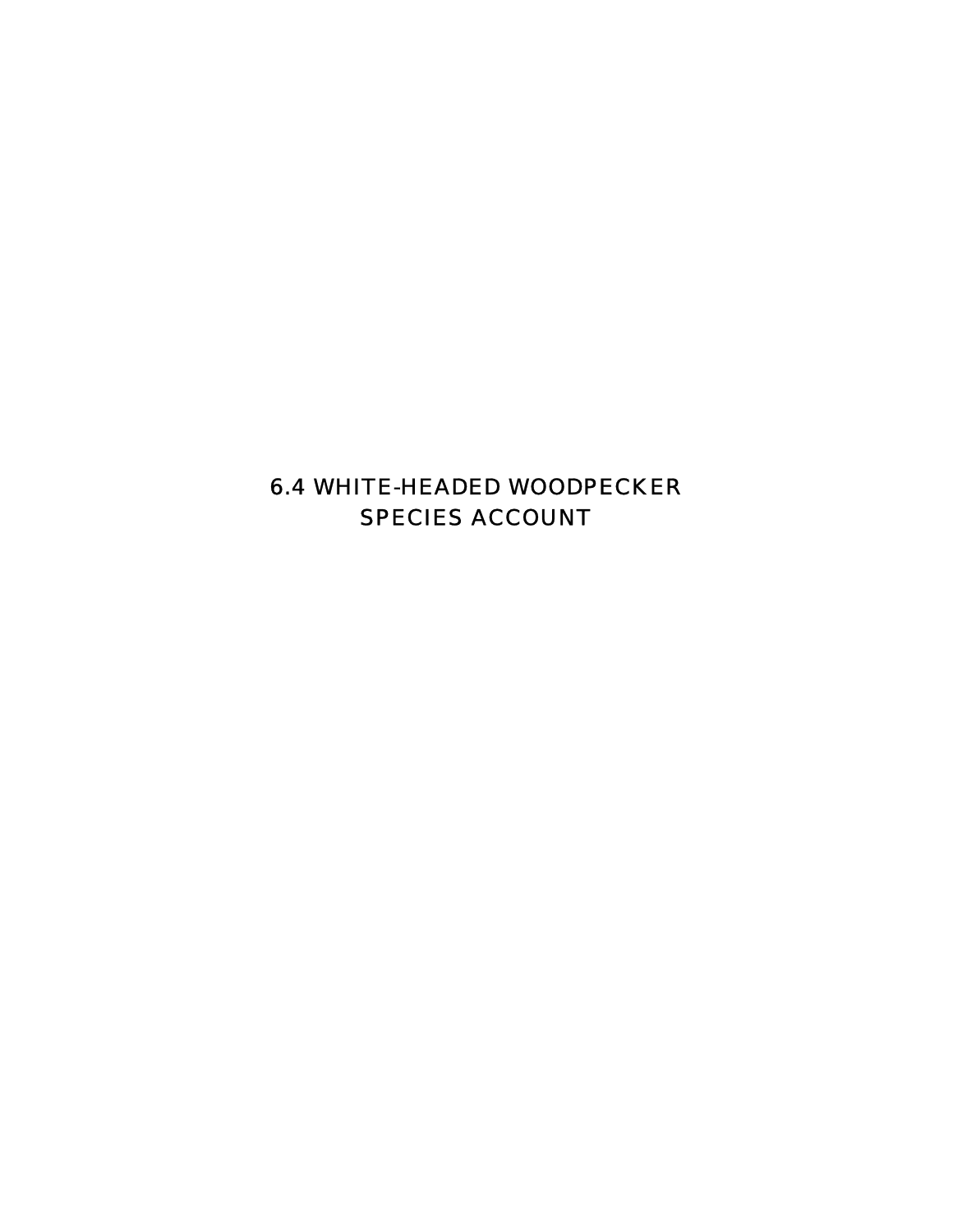# 6.4 WHITE-HEADED WOODPECKER SPECIES ACCOUNT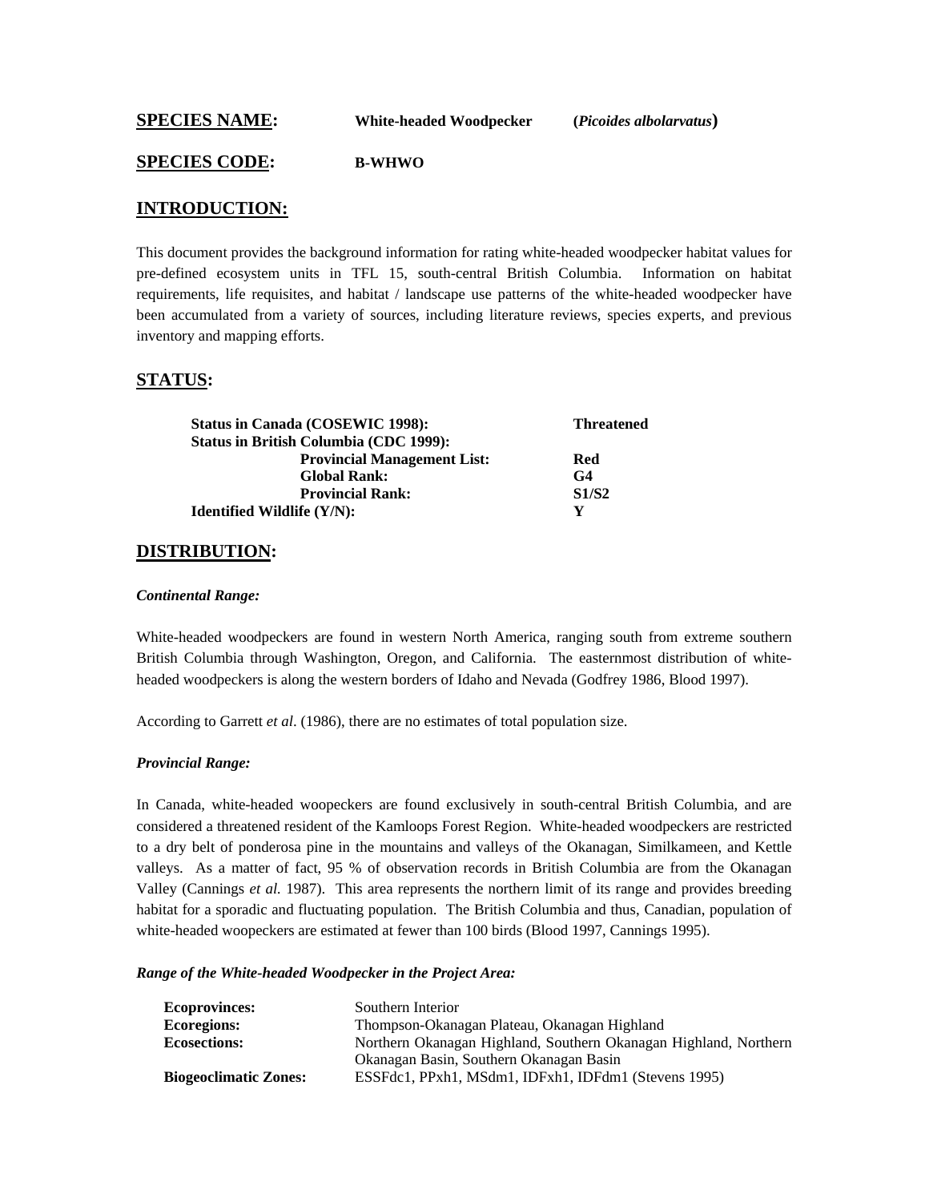**SPECIES NAME:** **White-headed Woodpecker** **(*Picoides albolarvatus*)**

**SPECIES CODE:** **B-WHWO**

## INTRODUCTION:

This document provides the background information for rating white-headed woodpecker habitat values for pre-defined ecosystem units in TFL 15, south-central British Columbia. Information on habitat requirements, life requisites, and habitat / landscape use patterns of the white-headed woodpecker have been accumulated from a variety of sources, including literature reviews, species experts, and previous inventory and mapping efforts.

## STATUS:

| | |
|---|---|
| **Status in Canada (COSEWIC 1998):** | **Threatened** |
| **Status in British Columbia (CDC 1999):** | |
| **Provincial Management List:** | **Red** |
| **Global Rank:** | **G4** |
| **Provincial Rank:** | **S1/S2** |
| **Identified Wildlife (Y/N):** | **Y** |

## DISTRIBUTION:

### *Continental Range:*

White-headed woodpeckers are found in western North America, ranging south from extreme southern British Columbia through Washington, Oregon, and California. The easternmost distribution of white-headed woodpeckers is along the western borders of Idaho and Nevada (Godfrey 1986, Blood 1997).

According to Garrett *et al*. (1986), there are no estimates of total population size.

### *Provincial Range:*

In Canada, white-headed woopeckers are found exclusively in south-central British Columbia, and are considered a threatened resident of the Kamloops Forest Region. White-headed woodpeckers are restricted to a dry belt of ponderosa pine in the mountains and valleys of the Okanagan, Similkameen, and Kettle valleys. As a matter of fact, 95 % of observation records in British Columbia are from the Okanagan Valley (Cannings *et al.* 1987). This area represents the northern limit of its range and provides breeding habitat for a sporadic and fluctuating population. The British Columbia and thus, Canadian, population of white-headed woopeckers are estimated at fewer than 100 birds (Blood 1997, Cannings 1995).

### *Range of the White-headed Woodpecker in the Project Area:*

| | |
|---|---|
| **Ecoprovinces:** | Southern Interior |
| **Ecoregions:** | Thompson-Okanagan Plateau, Okanagan Highland |
| **Ecosections:** | Northern Okanagan Highland, Southern Okanagan Highland, Northern Okanagan Basin, Southern Okanagan Basin |
| **Biogeoclimatic Zones:** | ESSFdc1, PPxh1, MSdm1, IDFxh1, IDFdm1 (Stevens 1995) |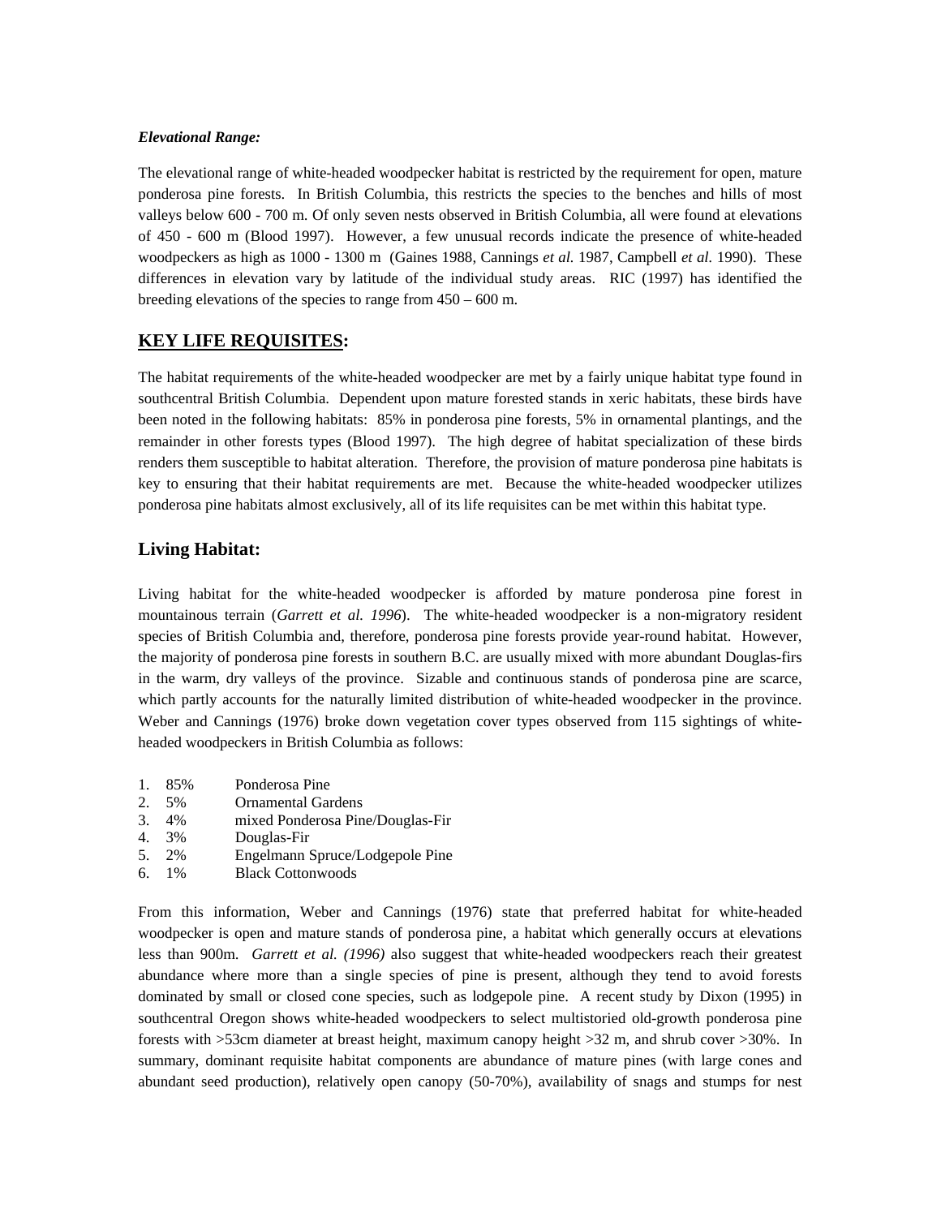***Elevational Range:***

The elevational range of white-headed woodpecker habitat is restricted by the requirement for open, mature ponderosa pine forests. In British Columbia, this restricts the species to the benches and hills of most valleys below 600 - 700 m. Of only seven nests observed in British Columbia, all were found at elevations of 450 - 600 m (Blood 1997). However, a few unusual records indicate the presence of white-headed woodpeckers as high as 1000 - 1300 m (Gaines 1988, Cannings *et al.* 1987, Campbell *et al*. 1990). These differences in elevation vary by latitude of the individual study areas. RIC (1997) has identified the breeding elevations of the species to range from 450 – 600 m.

## <u>KEY LIFE REQUISITES</u>:

The habitat requirements of the white-headed woodpecker are met by a fairly unique habitat type found in southcentral British Columbia. Dependent upon mature forested stands in xeric habitats, these birds have been noted in the following habitats: 85% in ponderosa pine forests, 5% in ornamental plantings, and the remainder in other forests types (Blood 1997). The high degree of habitat specialization of these birds renders them susceptible to habitat alteration. Therefore, the provision of mature ponderosa pine habitats is key to ensuring that their habitat requirements are met. Because the white-headed woodpecker utilizes ponderosa pine habitats almost exclusively, all of its life requisites can be met within this habitat type.

## Living Habitat:

Living habitat for the white-headed woodpecker is afforded by mature ponderosa pine forest in mountainous terrain (*Garrett et al. 1996*). The white-headed woodpecker is a non-migratory resident species of British Columbia and, therefore, ponderosa pine forests provide year-round habitat. However, the majority of ponderosa pine forests in southern B.C. are usually mixed with more abundant Douglas-firs in the warm, dry valleys of the province. Sizable and continuous stands of ponderosa pine are scarce, which partly accounts for the naturally limited distribution of white-headed woodpecker in the province. Weber and Cannings (1976) broke down vegetation cover types observed from 115 sightings of white-headed woodpeckers in British Columbia as follows:

1. 85% Ponderosa Pine
2. 5% Ornamental Gardens
3. 4% mixed Ponderosa Pine/Douglas-Fir
4. 3% Douglas-Fir
5. 2% Engelmann Spruce/Lodgepole Pine
6. 1% Black Cottonwoods

From this information, Weber and Cannings (1976) state that preferred habitat for white-headed woodpecker is open and mature stands of ponderosa pine, a habitat which generally occurs at elevations less than 900m. *Garrett et al. (1996)* also suggest that white-headed woodpeckers reach their greatest abundance where more than a single species of pine is present, although they tend to avoid forests dominated by small or closed cone species, such as lodgepole pine. A recent study by Dixon (1995) in southcentral Oregon shows white-headed woodpeckers to select multistoried old-growth ponderosa pine forests with >53cm diameter at breast height, maximum canopy height >32 m, and shrub cover >30%. In summary, dominant requisite habitat components are abundance of mature pines (with large cones and abundant seed production), relatively open canopy (50-70%), availability of snags and stumps for nest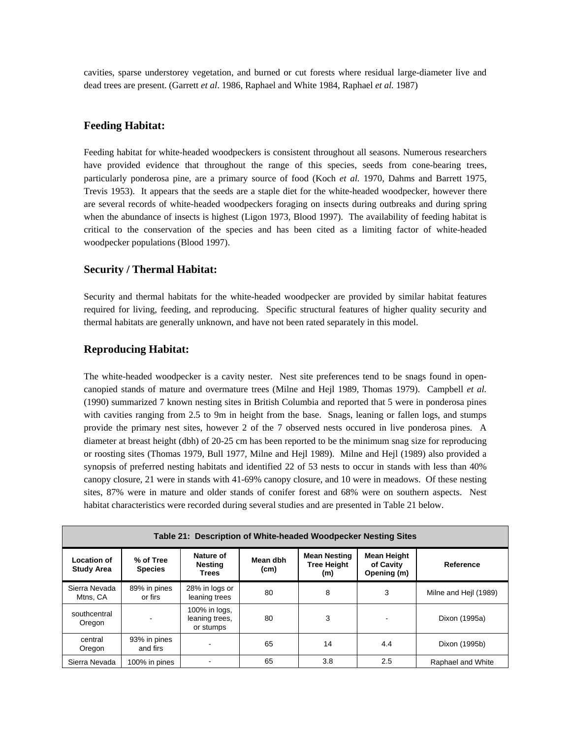cavities, sparse understorey vegetation, and burned or cut forests where residual large-diameter live and dead trees are present. (Garrett *et al*. 1986, Raphael and White 1984, Raphael *et al.* 1987)

## Feeding Habitat:

Feeding habitat for white-headed woodpeckers is consistent throughout all seasons. Numerous researchers have provided evidence that throughout the range of this species, seeds from cone-bearing trees, particularly ponderosa pine, are a primary source of food (Koch *et al.* 1970, Dahms and Barrett 1975, Trevis 1953). It appears that the seeds are a staple diet for the white-headed woodpecker, however there are several records of white-headed woodpeckers foraging on insects during outbreaks and during spring when the abundance of insects is highest (Ligon 1973, Blood 1997). The availability of feeding habitat is critical to the conservation of the species and has been cited as a limiting factor of white-headed woodpecker populations (Blood 1997).

## Security / Thermal Habitat:

Security and thermal habitats for the white-headed woodpecker are provided by similar habitat features required for living, feeding, and reproducing. Specific structural features of higher quality security and thermal habitats are generally unknown, and have not been rated separately in this model.

## Reproducing Habitat:

The white-headed woodpecker is a cavity nester. Nest site preferences tend to be snags found in open-canopied stands of mature and overmature trees (Milne and Hejl 1989, Thomas 1979). Campbell *et al.* (1990) summarized 7 known nesting sites in British Columbia and reported that 5 were in ponderosa pines with cavities ranging from 2.5 to 9m in height from the base. Snags, leaning or fallen logs, and stumps provide the primary nest sites, however 2 of the 7 observed nests occured in live ponderosa pines. A diameter at breast height (dbh) of 20-25 cm has been reported to be the minimum snag size for reproducing or roosting sites (Thomas 1979, Bull 1977, Milne and Hejl 1989). Milne and Hejl (1989) also provided a synopsis of preferred nesting habitats and identified 22 of 53 nests to occur in stands with less than 40% canopy closure, 21 were in stands with 41-69% canopy closure, and 10 were in meadows. Of these nesting sites, 87% were in mature and older stands of conifer forest and 68% were on southern aspects. Nest habitat characteristics were recorded during several studies and are presented in Table 21 below.

**Table 21: Description of White-headed Woodpecker Nesting Sites**

| Location of Study Area | % of Tree Species | Nature of Nesting Trees | Mean dbh (cm) | Mean Nesting Tree Height (m) | Mean Height of Cavity Opening (m) | Reference |
|---|---|---|---|---|---|---|
| Sierra Nevada Mtns, CA | 89% in pines or firs | 28% in logs or leaning trees | 80 | 8 | 3 | Milne and Hejl (1989) |
| southcentral Oregon | - | 100% in logs, leaning trees, or stumps | 80 | 3 | - | Dixon (1995a) |
| central Oregon | 93% in pines and firs | - | 65 | 14 | 4.4 | Dixon (1995b) |
| Sierra Nevada | 100% in pines | - | 65 | 3.8 | 2.5 | Raphael and White |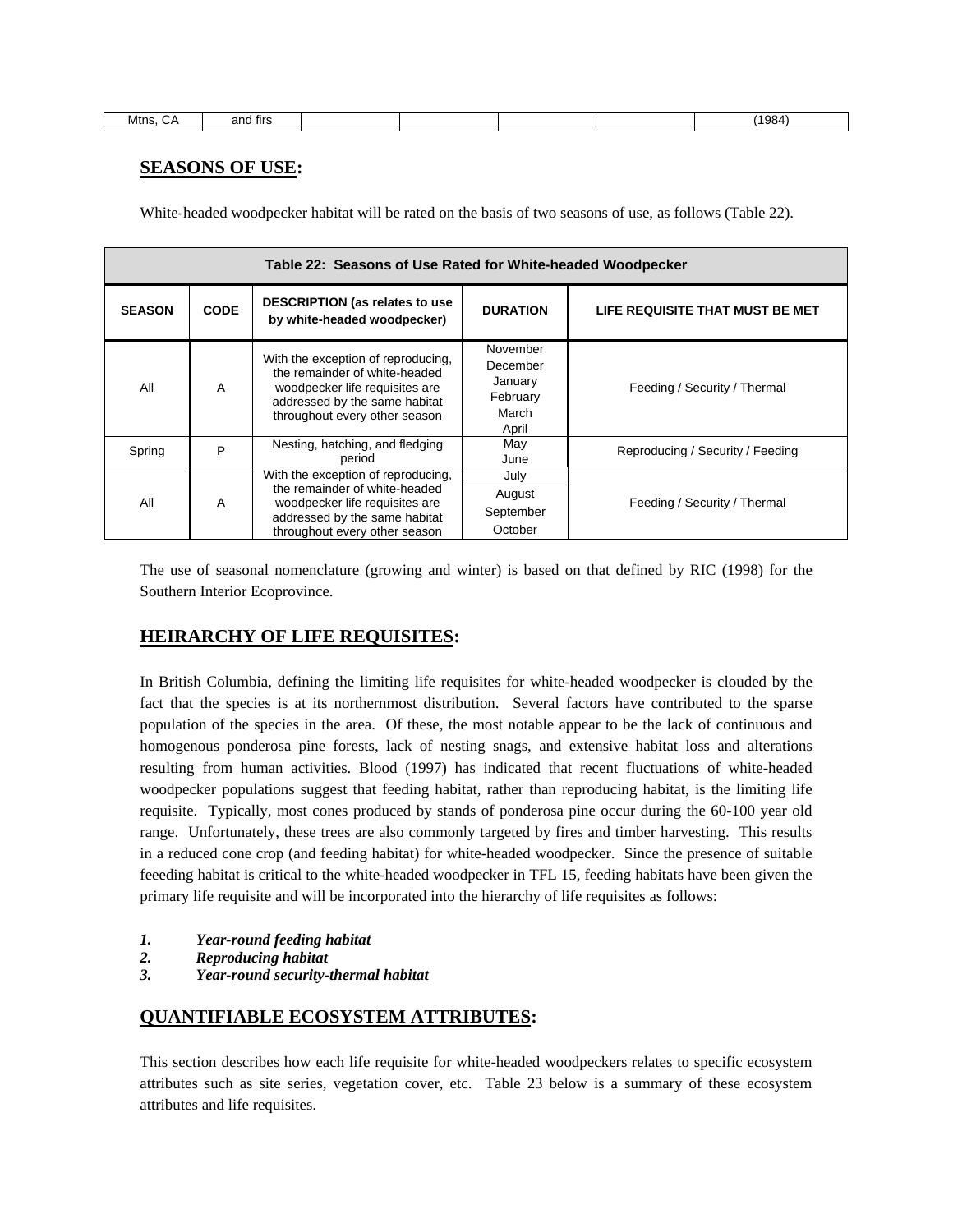| Mtns, CA | and firs | | | | | (1984) |
|---|---|---|---|---|---|---|

## SEASONS OF USE:

White-headed woodpecker habitat will be rated on the basis of two seasons of use, as follows (Table 22).

**Table 22: Seasons of Use Rated for White-headed Woodpecker**

| SEASON | CODE | DESCRIPTION (as relates to use by white-headed woodpecker) | DURATION | LIFE REQUISITE THAT MUST BE MET |
|---|---|---|---|---|
| All | A | With the exception of reproducing, the remainder of white-headed woodpecker life requisites are addressed by the same habitat throughout every other season | November December January February March April | Feeding / Security / Thermal |
| Spring | P | Nesting, hatching, and fledging period | May June | Reproducing / Security / Feeding |
| All | A | With the exception of reproducing, the remainder of white-headed woodpecker life requisites are addressed by the same habitat throughout every other season | July August September October | Feeding / Security / Thermal |

The use of seasonal nomenclature (growing and winter) is based on that defined by RIC (1998) for the Southern Interior Ecoprovince.

## HEIRARCHY OF LIFE REQUISITES:

In British Columbia, defining the limiting life requisites for white-headed woodpecker is clouded by the fact that the species is at its northernmost distribution. Several factors have contributed to the sparse population of the species in the area. Of these, the most notable appear to be the lack of continuous and homogenous ponderosa pine forests, lack of nesting snags, and extensive habitat loss and alterations resulting from human activities. Blood (1997) has indicated that recent fluctuations of white-headed woodpecker populations suggest that feeding habitat, rather than reproducing habitat, is the limiting life requisite. Typically, most cones produced by stands of ponderosa pine occur during the 60-100 year old range. Unfortunately, these trees are also commonly targeted by fires and timber harvesting. This results in a reduced cone crop (and feeding habitat) for white-headed woodpecker. Since the presence of suitable feeeding habitat is critical to the white-headed woodpecker in TFL 15, feeding habitats have been given the primary life requisite and will be incorporated into the hierarchy of life requisites as follows:

1. ***Year-round feeding habitat***
2. ***Reproducing habitat***
3. ***Year-round security-thermal habitat***

## QUANTIFIABLE ECOSYSTEM ATTRIBUTES:

This section describes how each life requisite for white-headed woodpeckers relates to specific ecosystem attributes such as site series, vegetation cover, etc. Table 23 below is a summary of these ecosystem attributes and life requisites.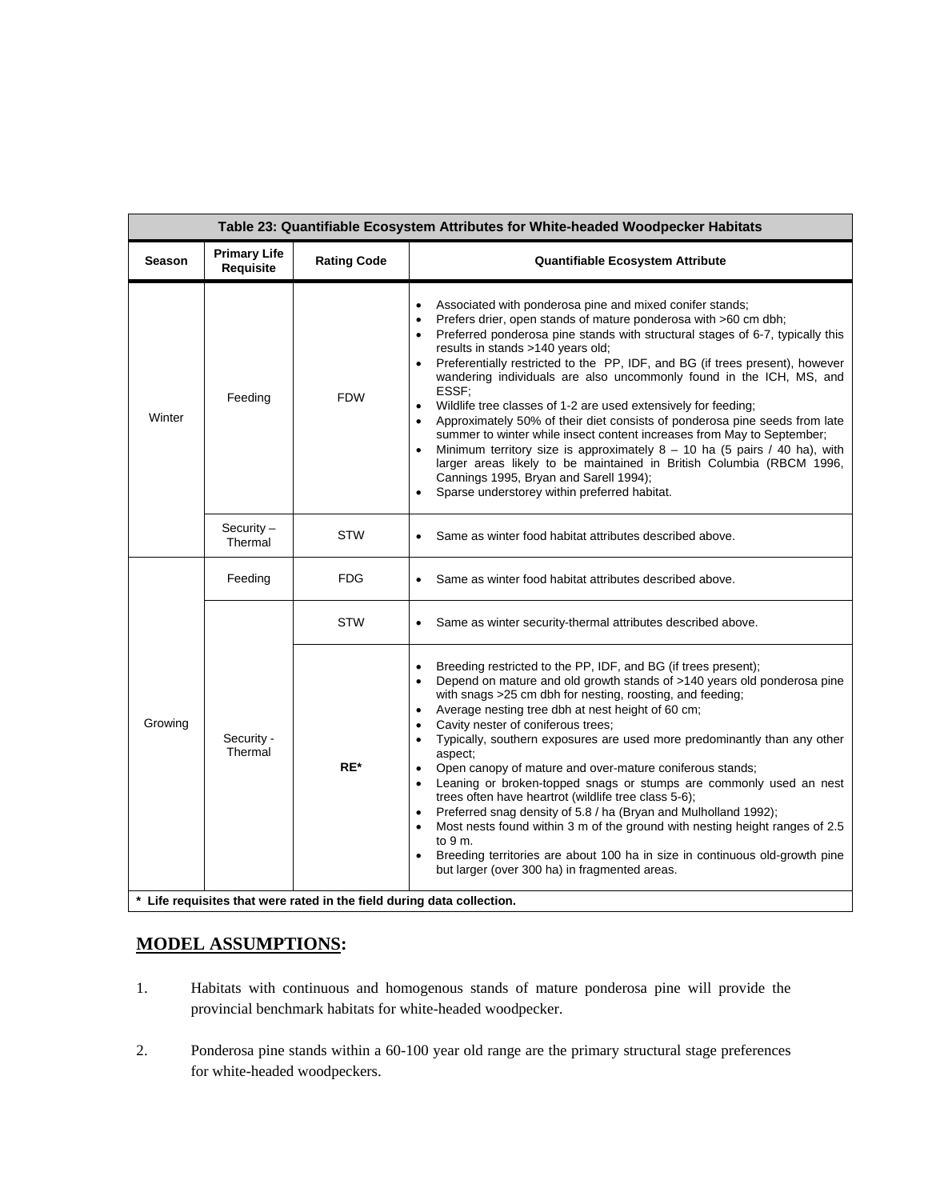| Table 23: Quantifiable Ecosystem Attributes for White-headed Woodpecker Habitats | | | |
|---|---|---|---|
| **Season** | **Primary Life Requisite** | **Rating Code** | **Quantifiable Ecosystem Attribute** |
| Winter | Feeding | FDW | • Associated with ponderosa pine and mixed conifer stands;<br>• Prefers drier, open stands of mature ponderosa with >60 cm dbh;<br>• Preferred ponderosa pine stands with structural stages of 6-7, typically this results in stands >140 years old;<br>• Preferentially restricted to the PP, IDF, and BG (if trees present), however wandering individuals are also uncommonly found in the ICH, MS, and ESSF;<br>• Wildlife tree classes of 1-2 are used extensively for feeding;<br>• Approximately 50% of their diet consists of ponderosa pine seeds from late summer to winter while insect content increases from May to September;<br>• Minimum territory size is approximately 8 – 10 ha (5 pairs / 40 ha), with larger areas likely to be maintained in British Columbia (RBCM 1996, Cannings 1995, Bryan and Sarell 1994);<br>• Sparse understorey within preferred habitat. |
| | Security – Thermal | STW | • Same as winter food habitat attributes described above. |
| Growing | Feeding | FDG | • Same as winter food habitat attributes described above. |
| | Security - Thermal | STW | • Same as winter security-thermal attributes described above. |
| | | **RE*** | • Breeding restricted to the PP, IDF, and BG (if trees present);<br>• Depend on mature and old growth stands of >140 years old ponderosa pine with snags >25 cm dbh for nesting, roosting, and feeding;<br>• Average nesting tree dbh at nest height of 60 cm;<br>• Cavity nester of coniferous trees;<br>• Typically, southern exposures are used more predominantly than any other aspect;<br>• Open canopy of mature and over-mature coniferous stands;<br>• Leaning or broken-topped snags or stumps are commonly used an nest trees often have heartrot (wildlife tree class 5-6);<br>• Preferred snag density of 5.8 / ha (Bryan and Mulholland 1992);<br>• Most nests found within 3 m of the ground with nesting height ranges of 2.5 to 9 m.<br>• Breeding territories are about 100 ha in size in continuous old-growth pine but larger (over 300 ha) in fragmented areas. |

**\* Life requisites that were rated in the field during data collection.**

## MODEL ASSUMPTIONS:

1. Habitats with continuous and homogenous stands of mature ponderosa pine will provide the provincial benchmark habitats for white-headed woodpecker.

2. Ponderosa pine stands within a 60-100 year old range are the primary structural stage preferences for white-headed woodpeckers.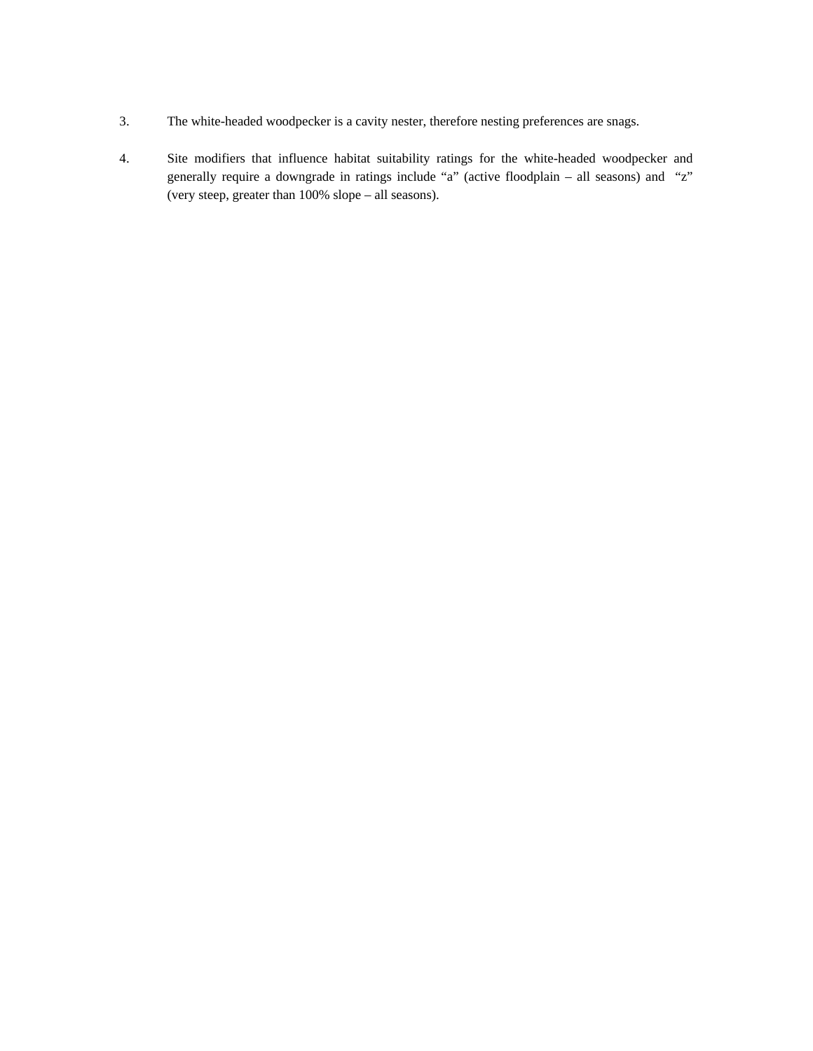3. The white-headed woodpecker is a cavity nester, therefore nesting preferences are snags.

4. Site modifiers that influence habitat suitability ratings for the white-headed woodpecker and generally require a downgrade in ratings include “a” (active floodplain – all seasons) and “z” (very steep, greater than 100% slope – all seasons).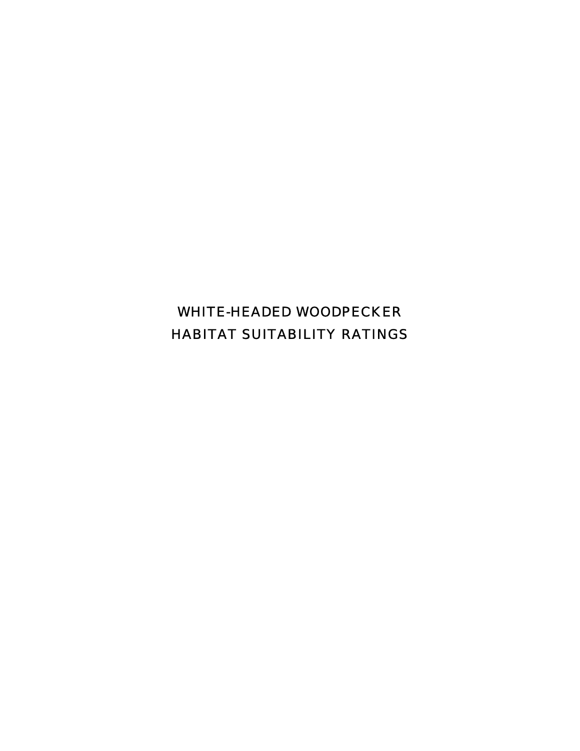# WHITE-HEADED WOODPECKER HABITAT SUITABILITY RATINGS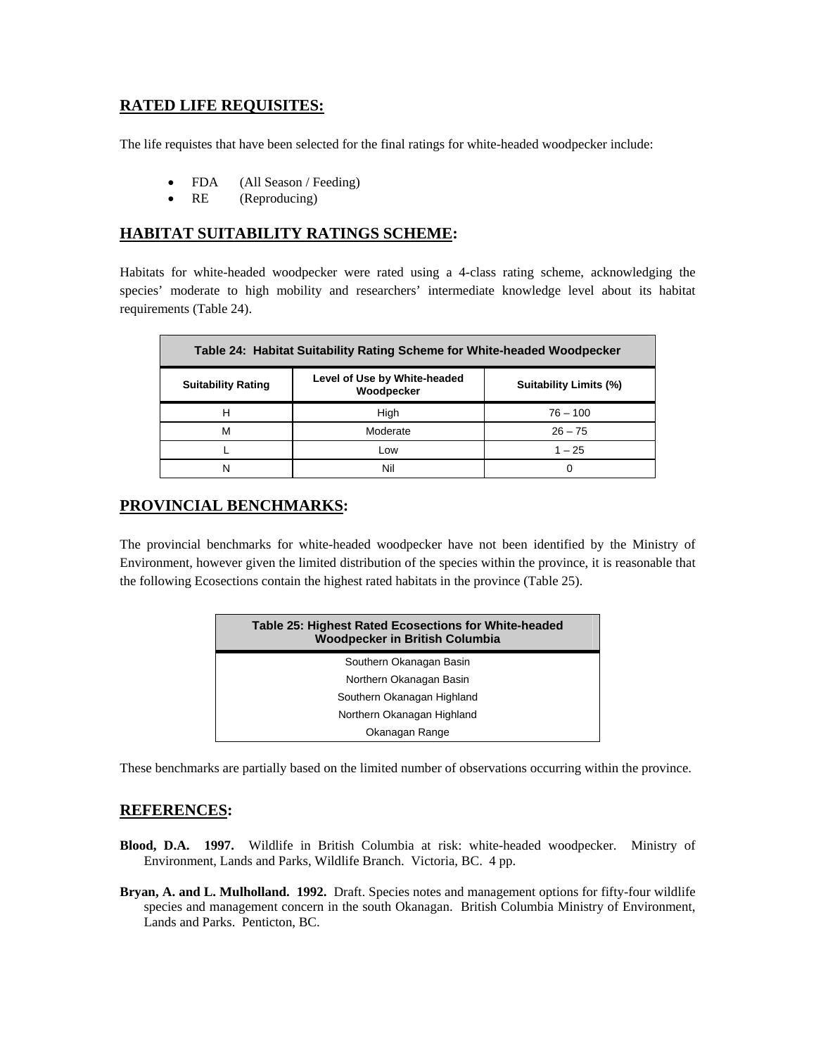## RATED LIFE REQUISITES:

The life requistes that have been selected for the final ratings for white-headed woodpecker include:

- FDA (All Season / Feeding)
- RE (Reproducing)

## HABITAT SUITABILITY RATINGS SCHEME:

Habitats for white-headed woodpecker were rated using a 4-class rating scheme, acknowledging the species' moderate to high mobility and researchers' intermediate knowledge level about its habitat requirements (Table 24).

**Table 24: Habitat Suitability Rating Scheme for White-headed Woodpecker**

| Suitability Rating | Level of Use by White-headed Woodpecker | Suitability Limits (%) |
|---|---|---|
| H | High | 76 – 100 |
| M | Moderate | 26 – 75 |
| L | Low | 1 – 25 |
| N | Nil | 0 |

## PROVINCIAL BENCHMARKS:

The provincial benchmarks for white-headed woodpecker have not been identified by the Ministry of Environment, however given the limited distribution of the species within the province, it is reasonable that the following Ecosections contain the highest rated habitats in the province (Table 25).

| Table 25: Highest Rated Ecosections for White-headed Woodpecker in British Columbia |
|---|
| Southern Okanagan Basin |
| Northern Okanagan Basin |
| Southern Okanagan Highland |
| Northern Okanagan Highland |
| Okanagan Range |

These benchmarks are partially based on the limited number of observations occurring within the province.

## REFERENCES:

**Blood, D.A. 1997.** Wildlife in British Columbia at risk: white-headed woodpecker. Ministry of Environment, Lands and Parks, Wildlife Branch. Victoria, BC. 4 pp.

**Bryan, A. and L. Mulholland. 1992.** Draft. Species notes and management options for fifty-four wildlife species and management concern in the south Okanagan. British Columbia Ministry of Environment, Lands and Parks. Penticton, BC.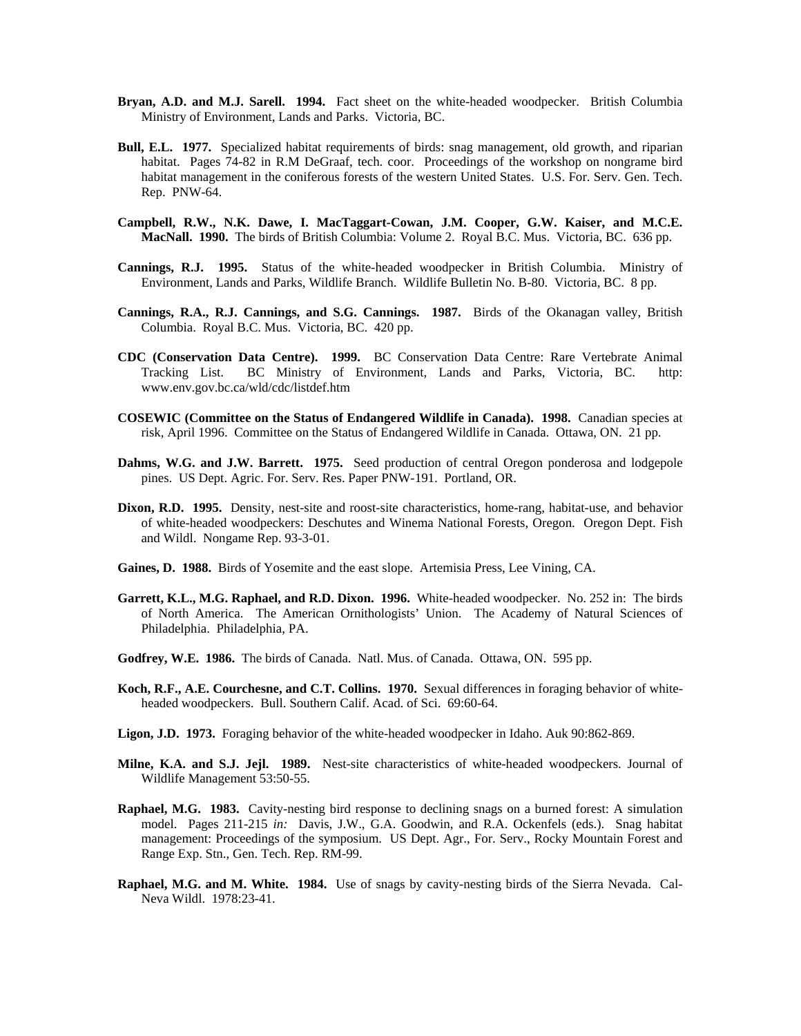**Bryan, A.D. and M.J. Sarell. 1994.** Fact sheet on the white-headed woodpecker. British Columbia Ministry of Environment, Lands and Parks. Victoria, BC.

**Bull, E.L. 1977.** Specialized habitat requirements of birds: snag management, old growth, and riparian habitat. Pages 74-82 in R.M DeGraaf, tech. coor. Proceedings of the workshop on nongrame bird habitat management in the coniferous forests of the western United States. U.S. For. Serv. Gen. Tech. Rep. PNW-64.

**Campbell, R.W., N.K. Dawe, I. MacTaggart-Cowan, J.M. Cooper, G.W. Kaiser, and M.C.E. MacNall. 1990.** The birds of British Columbia: Volume 2. Royal B.C. Mus. Victoria, BC. 636 pp.

**Cannings, R.J. 1995.** Status of the white-headed woodpecker in British Columbia. Ministry of Environment, Lands and Parks, Wildlife Branch. Wildlife Bulletin No. B-80. Victoria, BC. 8 pp.

**Cannings, R.A., R.J. Cannings, and S.G. Cannings. 1987.** Birds of the Okanagan valley, British Columbia. Royal B.C. Mus. Victoria, BC. 420 pp.

**CDC (Conservation Data Centre). 1999.** BC Conservation Data Centre: Rare Vertebrate Animal Tracking List. BC Ministry of Environment, Lands and Parks, Victoria, BC. http: www.env.gov.bc.ca/wld/cdc/listdef.htm

**COSEWIC (Committee on the Status of Endangered Wildlife in Canada). 1998.** Canadian species at risk, April 1996. Committee on the Status of Endangered Wildlife in Canada. Ottawa, ON. 21 pp.

**Dahms, W.G. and J.W. Barrett. 1975.** Seed production of central Oregon ponderosa and lodgepole pines. US Dept. Agric. For. Serv. Res. Paper PNW-191. Portland, OR.

**Dixon, R.D. 1995.** Density, nest-site and roost-site characteristics, home-rang, habitat-use, and behavior of white-headed woodpeckers: Deschutes and Winema National Forests, Oregon. Oregon Dept. Fish and Wildl. Nongame Rep. 93-3-01.

**Gaines, D. 1988.** Birds of Yosemite and the east slope. Artemisia Press, Lee Vining, CA.

**Garrett, K.L., M.G. Raphael, and R.D. Dixon. 1996.** White-headed woodpecker. No. 252 in: The birds of North America. The American Ornithologists' Union. The Academy of Natural Sciences of Philadelphia. Philadelphia, PA.

**Godfrey, W.E. 1986.** The birds of Canada. Natl. Mus. of Canada. Ottawa, ON. 595 pp.

**Koch, R.F., A.E. Courchesne, and C.T. Collins. 1970.** Sexual differences in foraging behavior of white-headed woodpeckers. Bull. Southern Calif. Acad. of Sci. 69:60-64.

**Ligon, J.D. 1973.** Foraging behavior of the white-headed woodpecker in Idaho. Auk 90:862-869.

**Milne, K.A. and S.J. Jejl. 1989.** Nest-site characteristics of white-headed woodpeckers. Journal of Wildlife Management 53:50-55.

**Raphael, M.G. 1983.** Cavity-nesting bird response to declining snags on a burned forest: A simulation model. Pages 211-215 *in:* Davis, J.W., G.A. Goodwin, and R.A. Ockenfels (eds.). Snag habitat management: Proceedings of the symposium. US Dept. Agr., For. Serv., Rocky Mountain Forest and Range Exp. Stn., Gen. Tech. Rep. RM-99.

**Raphael, M.G. and M. White. 1984.** Use of snags by cavity-nesting birds of the Sierra Nevada. Cal-Neva Wildl. 1978:23-41.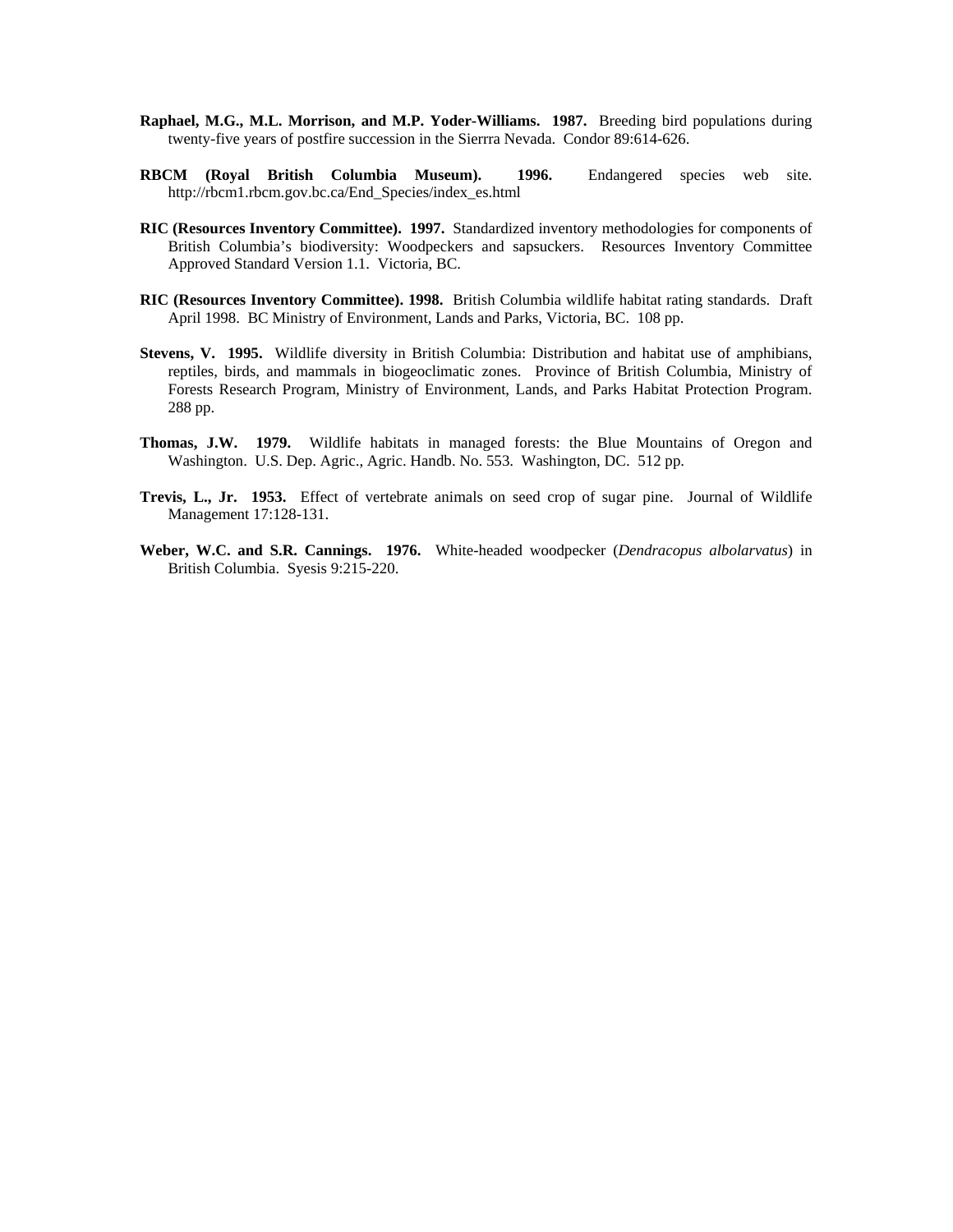**Raphael, M.G., M.L. Morrison, and M.P. Yoder-Williams. 1987.** Breeding bird populations during twenty-five years of postfire succession in the Sierrra Nevada. Condor 89:614-626.

**RBCM (Royal British Columbia Museum). 1996.** Endangered species web site. http://rbcm1.rbcm.gov.bc.ca/End_Species/index_es.html

**RIC (Resources Inventory Committee). 1997.** Standardized inventory methodologies for components of British Columbia's biodiversity: Woodpeckers and sapsuckers. Resources Inventory Committee Approved Standard Version 1.1. Victoria, BC.

**RIC (Resources Inventory Committee). 1998.** British Columbia wildlife habitat rating standards. Draft April 1998. BC Ministry of Environment, Lands and Parks, Victoria, BC. 108 pp.

**Stevens, V. 1995.** Wildlife diversity in British Columbia: Distribution and habitat use of amphibians, reptiles, birds, and mammals in biogeoclimatic zones. Province of British Columbia, Ministry of Forests Research Program, Ministry of Environment, Lands, and Parks Habitat Protection Program. 288 pp.

**Thomas, J.W. 1979.** Wildlife habitats in managed forests: the Blue Mountains of Oregon and Washington. U.S. Dep. Agric., Agric. Handb. No. 553. Washington, DC. 512 pp.

**Trevis, L., Jr. 1953.** Effect of vertebrate animals on seed crop of sugar pine. Journal of Wildlife Management 17:128-131.

**Weber, W.C. and S.R. Cannings. 1976.** White-headed woodpecker (*Dendracopus albolarvatus*) in British Columbia. Syesis 9:215-220.